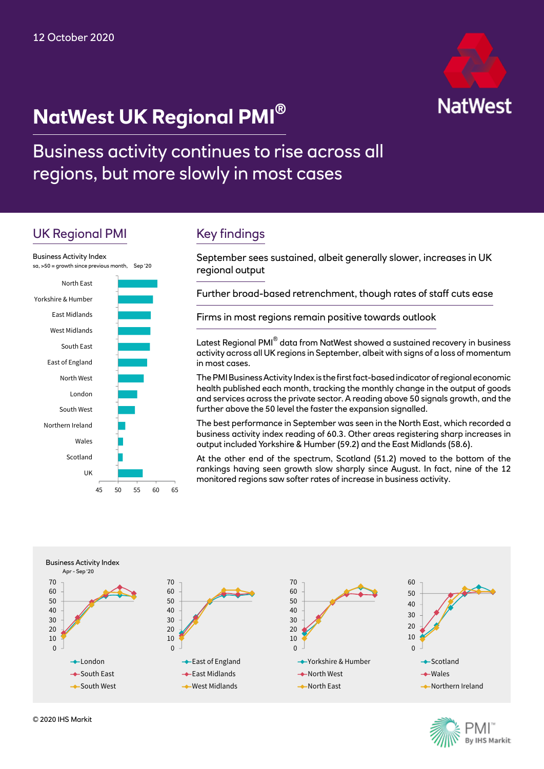12 October 2020

# NatWest UK Regional PMI®

## Business activity continues to rise across all regions, but more slowly in most cases

## UK Regional PMI

Business Activity Index
sa, >50 = growth since previous month, Sep '20

North East
Yorkshire & Humber
East Midlands
West Midlands
South East
East of England
North West
London
South West
Northern Ireland
Wales
Scotland
UK

45 50 55 60 65

## Key findings

September sees sustained, albeit generally slower, increases in UK regional output

Further broad-based retrenchment, though rates of staff cuts ease

Firms in most regions remain positive towards outlook

Latest Regional PMI® data from NatWest showed a sustained recovery in business activity across all UK regions in September, albeit with signs of a loss of momentum in most cases.

The PMI Business Activity Index is the first fact-based indicator of regional economic health published each month, tracking the monthly change in the output of goods and services across the private sector. A reading above 50 signals growth, and the further above the 50 level the faster the expansion signalled.

The best performance in September was seen in the North East, which recorded a business activity index reading of 60.3. Other areas registering sharp increases in output included Yorkshire & Humber (59.2) and the East Midlands (58.6).

At the other end of the spectrum, Scotland (51.2) moved to the bottom of the rankings having seen growth slow sharply since August. In fact, nine of the 12 monitored regions saw softer rates of increase in business activity.

Business Activity Index
Apr - Sep '20

London, South East, South West

East of England, East Midlands, West Midlands

Yorkshire & Humber, North West, North East

Scotland, Wales, Northern Ireland

© 2020 IHS Markit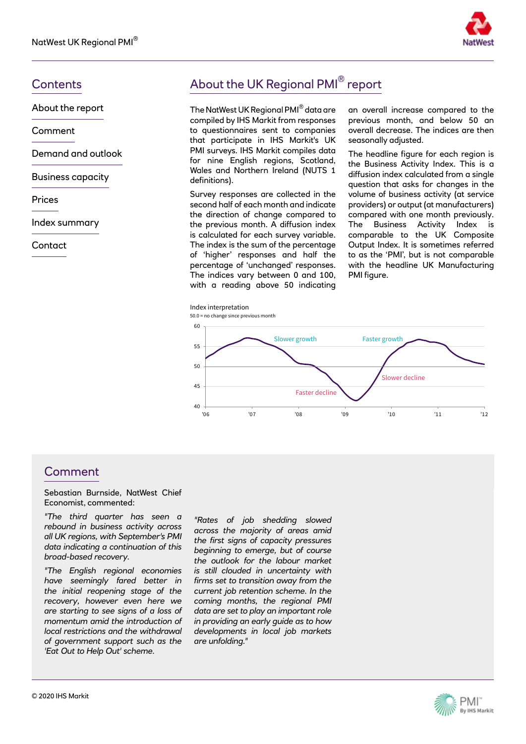## Contents

- About the report
- Comment
- Demand and outlook
- Business capacity
- Prices
- Index summary
- Contact

## About the UK Regional PMI® report

The NatWest UK Regional PMI® data are compiled by IHS Markit from responses to questionnaires sent to companies that participate in IHS Markit's UK PMI surveys. IHS Markit compiles data for nine English regions, Scotland, Wales and Northern Ireland (NUTS 1 definitions).

Survey responses are collected in the second half of each month and indicate the direction of change compared to the previous month. A diffusion index is calculated for each survey variable. The index is the sum of the percentage of 'higher' responses and half the percentage of 'unchanged' responses. The indices vary between 0 and 100, with a reading above 50 indicating an overall increase compared to the previous month, and below 50 an overall decrease. The indices are then seasonally adjusted.

The headline figure for each region is the Business Activity Index. This is a diffusion index calculated from a single question that asks for changes in the volume of business activity (at service providers) or output (at manufacturers) compared with one month previously. The Business Activity Index is comparable to the UK Composite Output Index. It is sometimes referred to as the 'PMI', but is not comparable with the headline UK Manufacturing PMI figure.

Index interpretation

50.0 = no change since previous month

Chart labels: Slower growth, Faster growth, Faster decline, Slower decline. Y-axis: 40, 45, 50, 55, 60. X-axis: '06, '07, '08, '09, '10, '11, '12.

## Comment

Sebastian Burnside, NatWest Chief Economist, commented:

*"The third quarter has seen a rebound in business activity across all UK regions, with September's PMI data indicating a continuation of this broad-based recovery.*

*"The English regional economies have seemingly fared better in the initial reopening stage of the recovery, however even here we are starting to see signs of a loss of momentum amid the introduction of local restrictions and the withdrawal of government support such as the 'Eat Out to Help Out' scheme.*

*"Rates of job shedding slowed across the majority of areas amid the first signs of capacity pressures beginning to emerge, but of course the outlook for the labour market is still clouded in uncertainty with firms set to transition away from the current job retention scheme. In the coming months, the regional PMI data are set to play an important role in providing an early guide as to how developments in local job markets are unfolding."*

© 2020 IHS Markit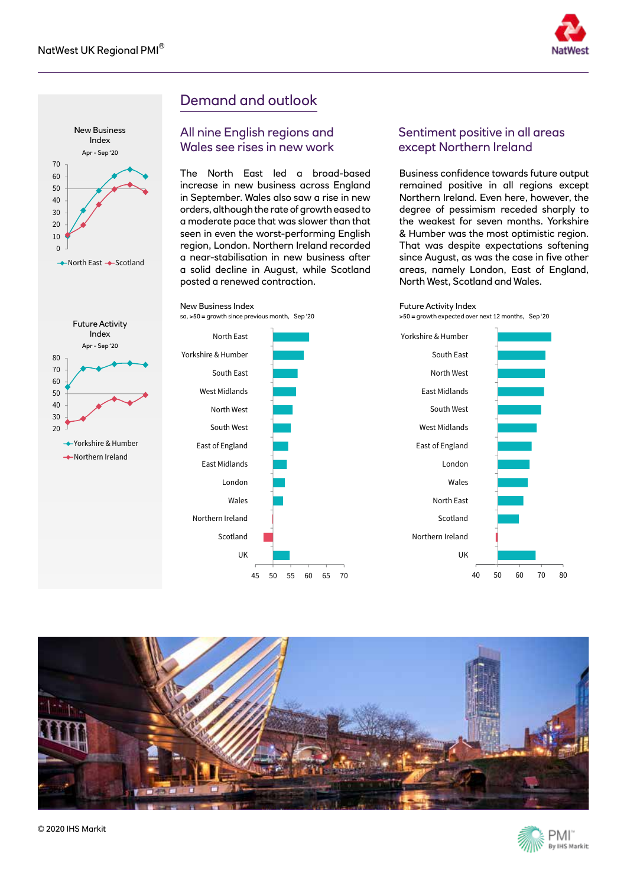## Demand and outlook

### All nine English regions and Wales see rises in new work

The North East led a broad-based increase in new business across England in September. Wales also saw a rise in new orders, although the rate of growth eased to a moderate pace that was slower than that seen in even the worst-performing English region, London. Northern Ireland recorded a near-stabilisation in new business after a solid decline in August, while Scotland posted a renewed contraction.

New Business Index
sa, >50 = growth since previous month, Sep '20

### Sentiment positive in all areas except Northern Ireland

Business confidence towards future output remained positive in all regions except Northern Ireland. Even here, however, the degree of pessimism receded sharply to the weakest for seven months. Yorkshire & Humber was the most optimistic region. That was despite expectations softening since August, as was the case in five other areas, namely London, East of England, North West, Scotland and Wales.

Future Activity Index
>50 = growth expected over next 12 months, Sep '20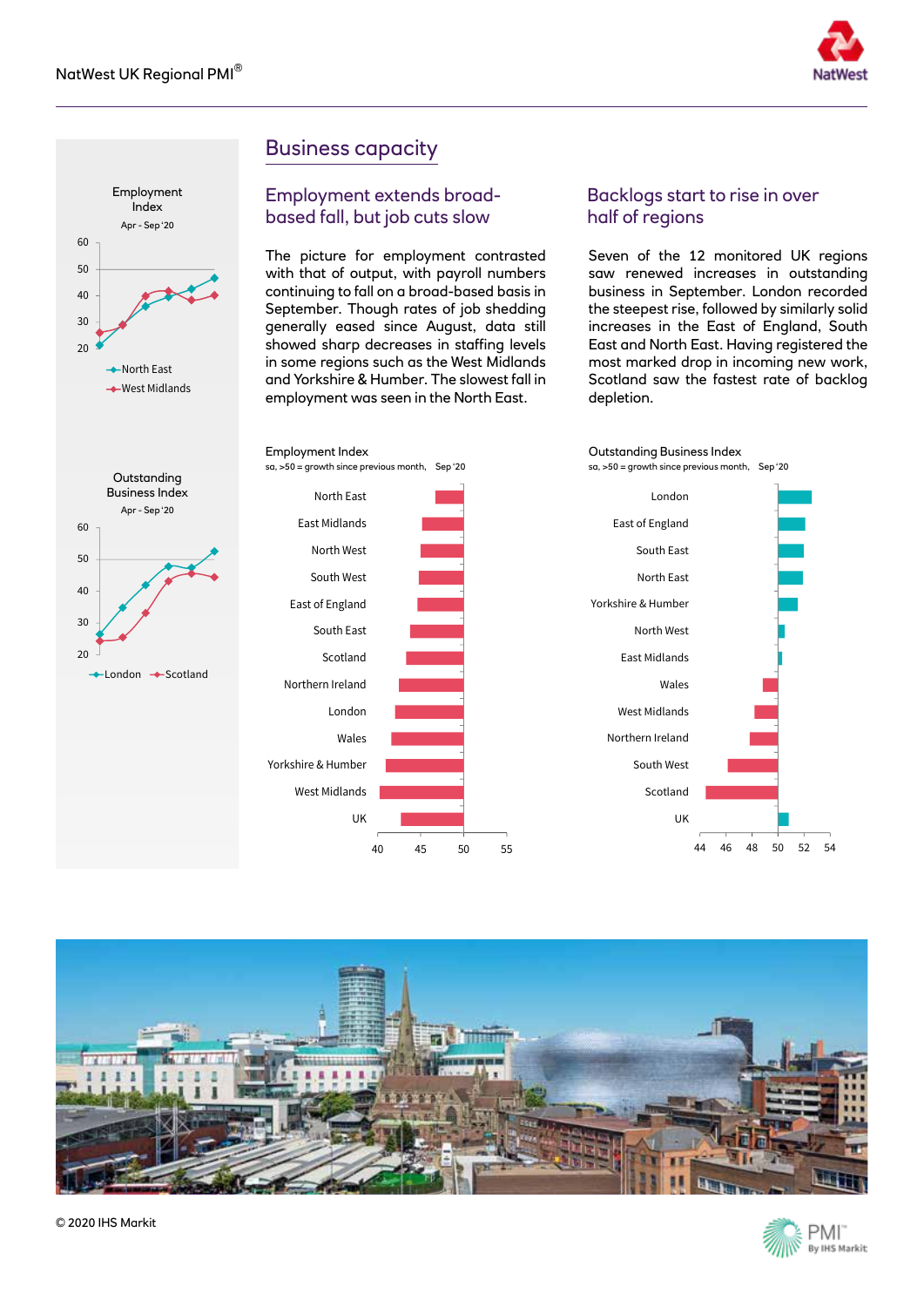## Business capacity

### Employment extends broad-based fall, but job cuts slow

The picture for employment contrasted with that of output, with payroll numbers continuing to fall on a broad-based basis in September. Though rates of job shedding generally eased since August, data still showed sharp decreases in staffing levels in some regions such as the West Midlands and Yorkshire & Humber. The slowest fall in employment was seen in the North East.

### Backlogs start to rise in over half of regions

Seven of the 12 monitored UK regions saw renewed increases in outstanding business in September. London recorded the steepest rise, followed by similarly solid increases in the East of England, South East and North East. Having registered the most marked drop in incoming new work, Scotland saw the fastest rate of backlog depletion.

Employment Index
Apr - Sep '20
North East, West Midlands

Outstanding Business Index
Apr - Sep '20
London, Scotland

Employment Index
sa, >50 = growth since previous month, Sep '20
North East, East Midlands, North West, South West, East of England, South East, Scotland, Northern Ireland, London, Wales, Yorkshire & Humber, West Midlands, UK

Outstanding Business Index
sa, >50 = growth since previous month, Sep '20
London, East of England, South East, North East, Yorkshire & Humber, North West, East Midlands, Wales, West Midlands, Northern Ireland, South West, Scotland, UK

© 2020 IHS Markit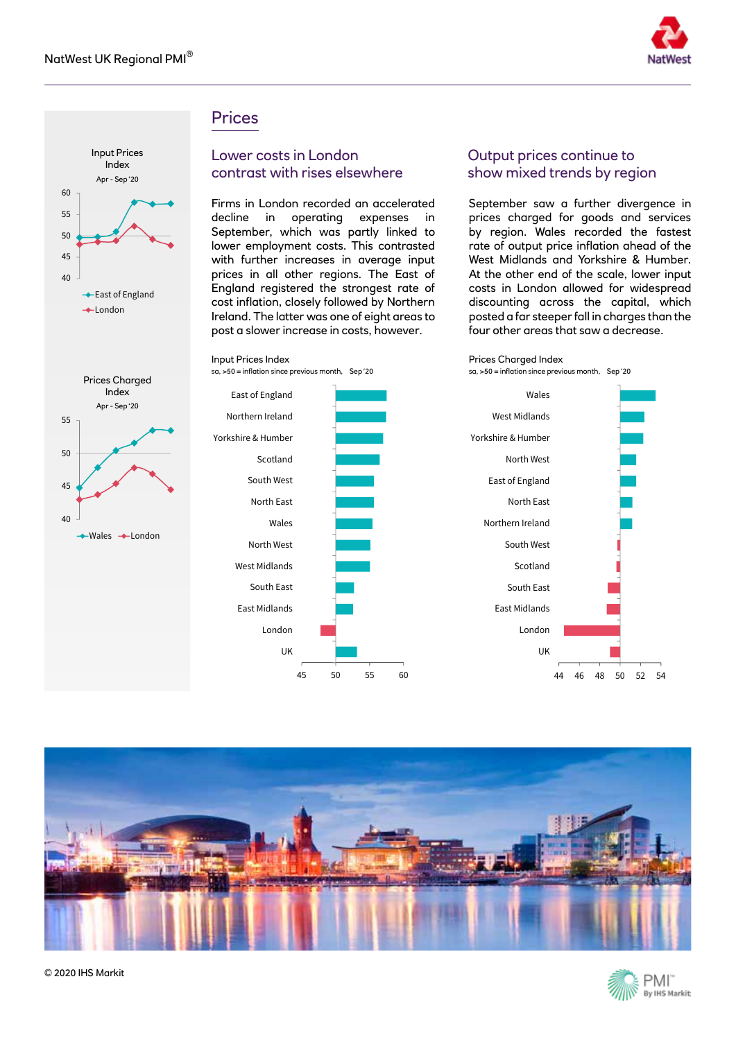# Prices

## Lower costs in London contrast with rises elsewhere

Firms in London recorded an accelerated decline in operating expenses in September, which was partly linked to lower employment costs. This contrasted with further increases in average input prices in all other regions. The East of England registered the strongest rate of cost inflation, closely followed by Northern Ireland. The latter was one of eight areas to post a slower increase in costs, however.

## Output prices continue to show mixed trends by region

September saw a further divergence in prices charged for goods and services by region. Wales recorded the fastest rate of output price inflation ahead of the West Midlands and Yorkshire & Humber. At the other end of the scale, lower input costs in London allowed for widespread discounting across the capital, which posted a far steeper fall in charges than the four other areas that saw a decrease.

Input Prices Index

Apr - Sep '20

East of England, London

Prices Charged Index

Apr - Sep '20

Wales, London

Input Prices Index

sa, >50 = inflation since previous month, Sep '20

East of England, Northern Ireland, Yorkshire & Humber, Scotland, South West, North East, Wales, North West, West Midlands, South East, East Midlands, London, UK

Prices Charged Index

sa, >50 = inflation since previous month, Sep '20

Wales, West Midlands, Yorkshire & Humber, North West, East of England, North East, Northern Ireland, South West, Scotland, South East, East Midlands, London, UK

© 2020 IHS Markit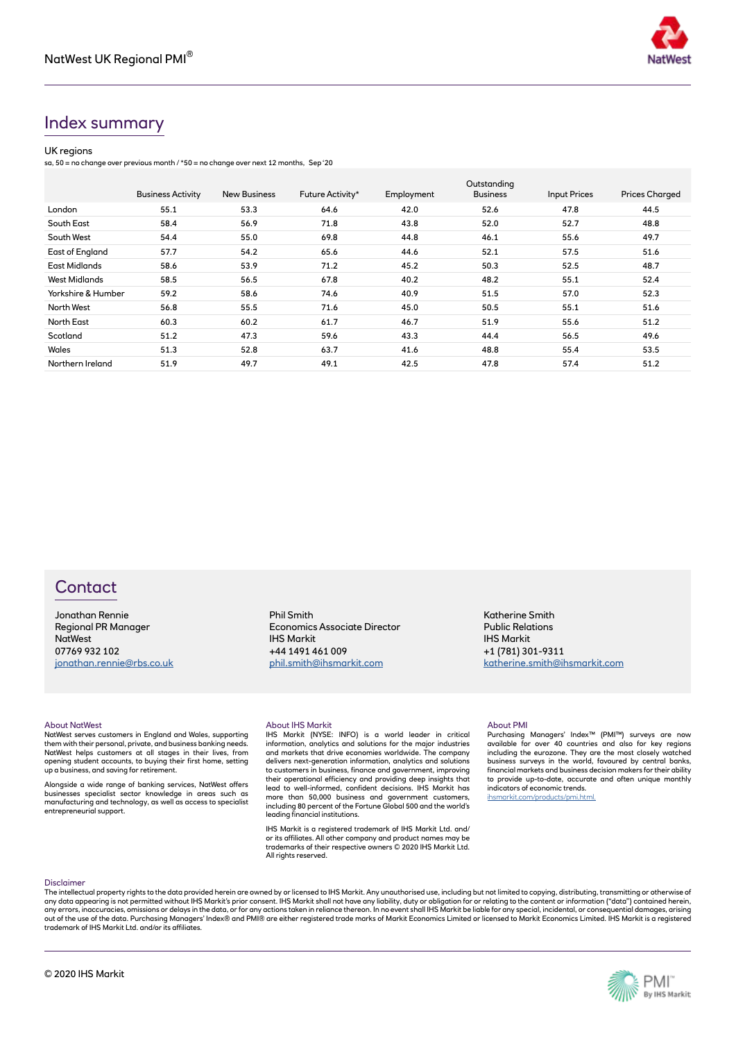# Index summary

UK regions

sa, 50 = no change over previous month / *50 = no change over next 12 months, Sep '20

| | Business Activity | New Business | Future Activity* | Employment | Outstanding Business | Input Prices | Prices Charged |
|---|---|---|---|---|---|---|---|
| London | 55.1 | 53.3 | 64.6 | 42.0 | 52.6 | 47.8 | 44.5 |
| South East | 58.4 | 56.9 | 71.8 | 43.8 | 52.0 | 52.7 | 48.8 |
| South West | 54.4 | 55.0 | 69.8 | 44.8 | 46.1 | 55.6 | 49.7 |
| East of England | 57.7 | 54.2 | 65.6 | 44.6 | 52.1 | 57.5 | 51.6 |
| East Midlands | 58.6 | 53.9 | 71.2 | 45.2 | 50.3 | 52.5 | 48.7 |
| West Midlands | 58.5 | 56.5 | 67.8 | 40.2 | 48.2 | 55.1 | 52.4 |
| Yorkshire & Humber | 59.2 | 58.6 | 74.6 | 40.9 | 51.5 | 57.0 | 52.3 |
| North West | 56.8 | 55.5 | 71.6 | 45.0 | 50.5 | 55.1 | 51.6 |
| North East | 60.3 | 60.2 | 61.7 | 46.7 | 51.9 | 55.6 | 51.2 |
| Scotland | 51.2 | 47.3 | 59.6 | 43.3 | 44.4 | 56.5 | 49.6 |
| Wales | 51.3 | 52.8 | 63.7 | 41.6 | 48.8 | 55.4 | 53.5 |
| Northern Ireland | 51.9 | 49.7 | 49.1 | 42.5 | 47.8 | 57.4 | 51.2 |

## Contact

Jonathan Rennie
Regional PR Manager
NatWest
07769 932 102
jonathan.rennie@rbs.co.uk

Phil Smith
Economics Associate Director
IHS Markit
+44 1491 461 009
phil.smith@ihsmarkit.com

Katherine Smith
Public Relations
IHS Markit
+1 (781) 301-9311
katherine.smith@ihsmarkit.com

### About NatWest

NatWest serves customers in England and Wales, supporting them with their personal, private, and business banking needs. NatWest helps customers at all stages in their lives, from opening student accounts, to buying their first home, setting up a business, and saving for retirement.

Alongside a wide range of banking services, NatWest offers businesses specialist sector knowledge in areas such as manufacturing and technology, as well as access to specialist entrepreneurial support.

### About IHS Markit

IHS Markit (NYSE: INFO) is a world leader in critical information, analytics and solutions for the major industries and markets that drive economies worldwide. The company delivers next-generation information, analytics and solutions to customers in business, finance and government, improving their operational efficiency and providing deep insights that lead to well-informed, confident decisions. IHS Markit has more than 50,000 business and government customers, including 80 percent of the Fortune Global 500 and the world's leading financial institutions.

IHS Markit is a registered trademark of IHS Markit Ltd. and/or its affiliates. All other company and product names may be trademarks of their respective owners © 2020 IHS Markit Ltd. All rights reserved.

### About PMI

Purchasing Managers' Index™ (PMI™) surveys are now available for over 40 countries and also for key regions including the eurozone. They are the most closely watched business surveys in the world, favoured by central banks, financial markets and business decision makers for their ability to provide up-to-date, accurate and often unique monthly indicators of economic trends.
ihsmarkit.com/products/pmi.html.

### Disclaimer

The intellectual property rights to the data provided herein are owned by or licensed to IHS Markit. Any unauthorised use, including but not limited to copying, distributing, transmitting or otherwise of any data appearing is not permitted without IHS Markit's prior consent. IHS Markit shall not have any liability, duty or obligation for or relating to the content or information ("data") contained herein, any errors, inaccuracies, omissions or delays in the data, or for any actions taken in reliance thereon. In no event shall IHS Markit be liable for any special, incidental, or consequential damages, arising out of the use of the data. Purchasing Managers' Index® and PMI® are either registered trade marks of Markit Economics Limited or licensed to Markit Economics Limited. IHS Markit is a registered trademark of IHS Markit Ltd. and/or its affiliates.

© 2020 IHS Markit